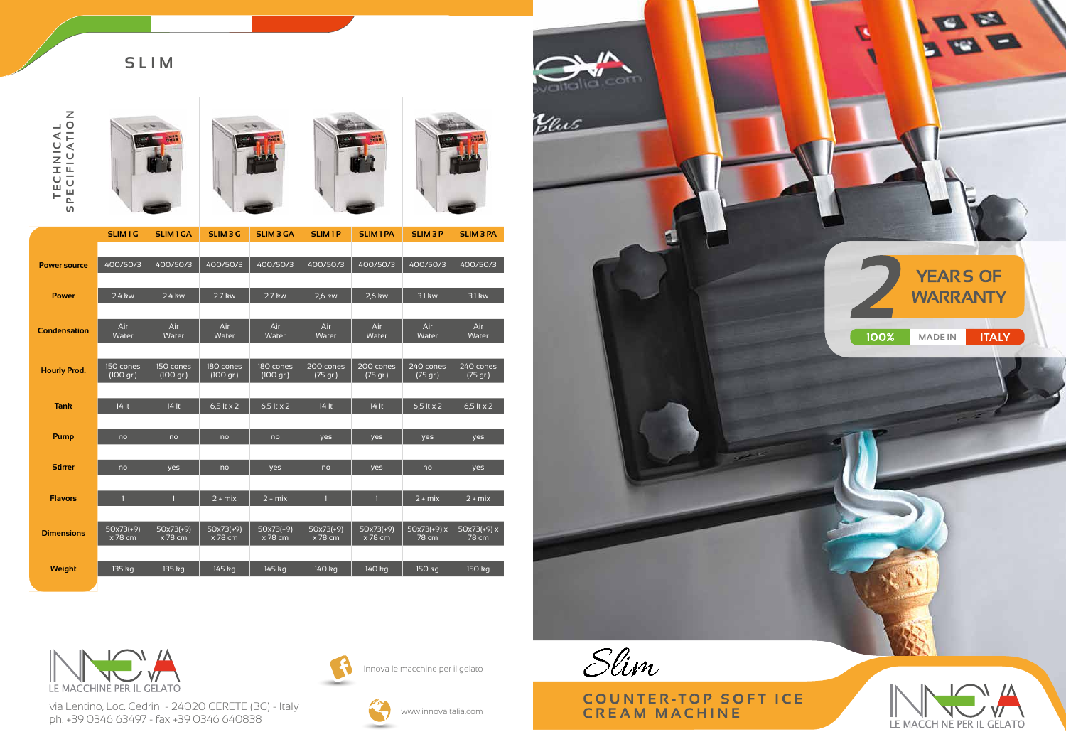# SLIM

## TECHNICAL SPECIFICATION

| | SLIM 1 G | SLIM 1 GA | SLIM 3 G | SLIM 3 GA | SLIM 1 P | SLIM 1 PA | SLIM 3 P | SLIM 3 PA |
|---|---|---|---|---|---|---|---|---|
| **Power source** | 400/50/3 | 400/50/3 | 400/50/3 | 400/50/3 | 400/50/3 | 400/50/3 | 400/50/3 | 400/50/3 |
| **Power** | 2.4 kw | 2.4 kw | 2.7 kw | 2.7 kw | 2,6 kw | 2,6 kw | 3.1 kw | 3.1 kw |
| **Condensation** | Air Water | Air Water | Air Water | Air Water | Air Water | Air Water | Air Water | Air Water |
| **Hourly Prod.** | 150 cones (100 gr.) | 150 cones (100 gr.) | 180 cones (100 gr.) | 180 cones (100 gr.) | 200 cones (75 gr.) | 200 cones (75 gr.) | 240 cones (75 gr.) | 240 cones (75 gr.) |
| **Tank** | 14 lt | 14 lt | 6,5 lt x 2 | 6,5 lt x 2 | 14 lt | 14 lt | 6,5 lt x 2 | 6,5 lt x 2 |
| **Pump** | no | no | no | no | yes | yes | yes | yes |
| **Stirrer** | no | yes | no | yes | no | yes | no | yes |
| **Flavors** | 1 | 1 | 2 + mix | 2 + mix | 1 | 1 | 2 + mix | 2 + mix |
| **Dimensions** | 50x73(+9) x 78 cm | 50x73(+9) x 78 cm | 50x73(+9) x 78 cm | 50x73(+9) x 78 cm | 50x73(+9) x 78 cm | 50x73(+9) x 78 cm | 50x73(+9) x 78 cm | 50x73(+9) x 78 cm |
| **Weight** | 135 kg | 135 kg | 145 kg | 145 kg | 140 kg | 140 kg | 150 kg | 150 kg |

INNOVA
LE MACCHINE PER IL GELATO

via Lentino, Loc. Cedrini - 24020 CERETE (BG) - Italy
ph. +39 0346 63497 - fax +39 0346 640838

Innova le macchine per il gelato

www.innovaitalia.com

2 YEARS OF WARRANTY

100% MADE IN ITALY

*Slim*

COUNTER-TOP SOFT ICE CREAM MACHINE

INNOVA
LE MACCHINE PER IL GELATO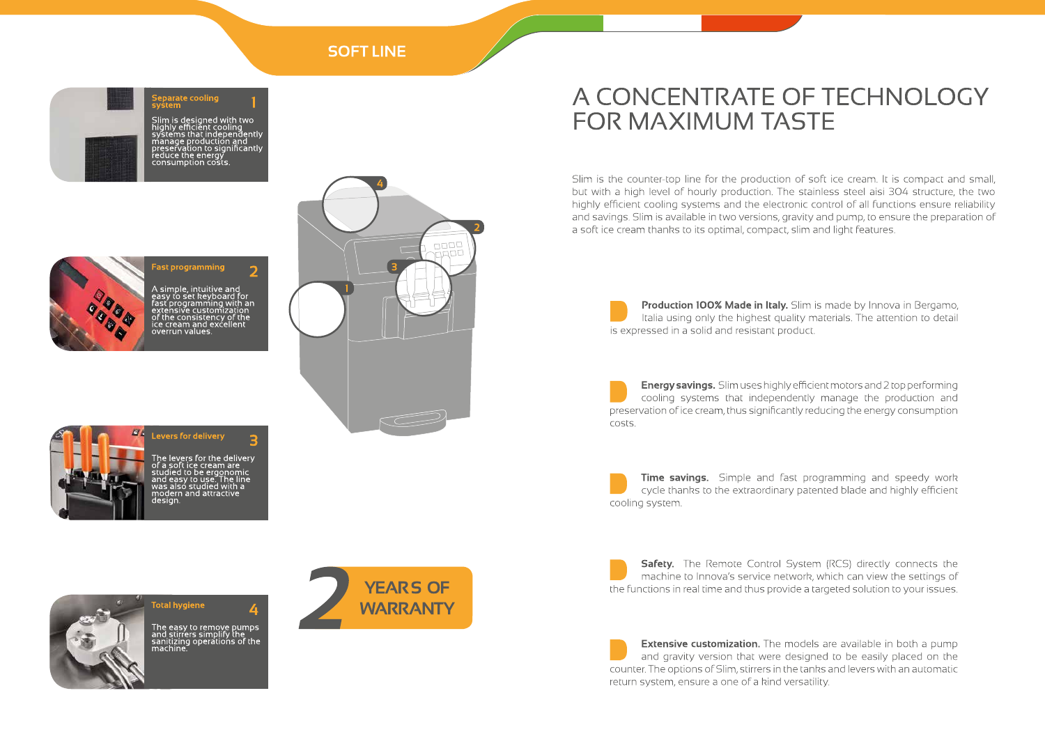SOFT LINE

# A CONCENTRATE OF TECHNOLOGY FOR MAXIMUM TASTE

Slim is the counter-top line for the production of soft ice cream. It is compact and small, but with a high level of hourly production. The stainless steel aisi 304 structure, the two highly efficient cooling systems and the electronic control of all functions ensure reliability and savings. Slim is available in two versions, gravity and pump, to ensure the preparation of a soft ice cream thanks to its optimal, compact, slim and light features.

**Production 100% Made in Italy.** Slim is made by Innova in Bergamo, Italia using only the highest quality materials. The attention to detail is expressed in a solid and resistant product.

**Energy savings.** Slim uses highly efficient motors and 2 top performing cooling systems that independently manage the production and preservation of ice cream, thus significantly reducing the energy consumption costs.

**Time savings.** Simple and fast programming and speedy work cycle thanks to the extraordinary patented blade and highly efficient cooling system.

**Safety.** The Remote Control System (RCS) directly connects the machine to Innova's service network, which can view the settings of the functions in real time and thus provide a targeted solution to your issues.

**Extensive customization.** The models are available in both a pump and gravity version that were designed to be easily placed on the counter. The options of Slim, stirrers in the tanks and levers with an automatic return system, ensure a one of a kind versatility.

### 1 Separate cooling system

Slim is designed with two highly efficient cooling systems that independently manage production and preservation to significantly reduce the energy consumption costs.

### 2 Fast programming

A simple, intuitive and easy to set keyboard for fast programming with an extensive customization of the consistency of the ice cream and excellent overrun values.

### 3 Levers for delivery

The levers for the delivery of a soft ice cream are studied to be ergonomic and easy to use. The line was also studied with a modern and attractive design.

### 4 Total hygiene

The easy to remove pumps and stirrers simplify the sanitizing operations of the machine.

2 YEARS OF WARRANTY